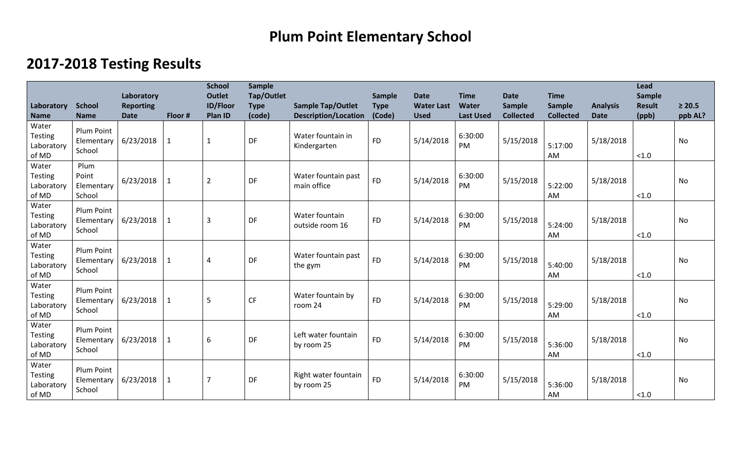# Plum Point Elementary School

## 2017-2018 Testing Results

| Laboratory Name | School Name | Laboratory Reporting Date | Floor # | School Outlet ID/Floor Plan ID | Sample Tap/Outlet Type (code) | Sample Tap/Outlet Description/Location | Sample Type (Code) | Date Water Last Used | Time Water Last Used | Date Sample Collected | Time Sample Collected | Analysis Date | Lead Sample Result (ppb) | ≥ 20.5 ppb AL? |
|---|---|---|---|---|---|---|---|---|---|---|---|---|---|---|
| Water Testing Laboratory of MD | Plum Point Elementary School | 6/23/2018 | 1 | 1 | DF | Water fountain in Kindergarten | FD | 5/14/2018 | 6:30:00 PM | 5/15/2018 | 5:17:00 AM | 5/18/2018 | <1.0 | No |
| Water Testing Laboratory of MD | Plum Point Elementary School | 6/23/2018 | 1 | 2 | DF | Water fountain past main office | FD | 5/14/2018 | 6:30:00 PM | 5/15/2018 | 5:22:00 AM | 5/18/2018 | <1.0 | No |
| Water Testing Laboratory of MD | Plum Point Elementary School | 6/23/2018 | 1 | 3 | DF | Water fountain outside room 16 | FD | 5/14/2018 | 6:30:00 PM | 5/15/2018 | 5:24:00 AM | 5/18/2018 | <1.0 | No |
| Water Testing Laboratory of MD | Plum Point Elementary School | 6/23/2018 | 1 | 4 | DF | Water fountain past the gym | FD | 5/14/2018 | 6:30:00 PM | 5/15/2018 | 5:40:00 AM | 5/18/2018 | <1.0 | No |
| Water Testing Laboratory of MD | Plum Point Elementary School | 6/23/2018 | 1 | 5 | CF | Water fountain by room 24 | FD | 5/14/2018 | 6:30:00 PM | 5/15/2018 | 5:29:00 AM | 5/18/2018 | <1.0 | No |
| Water Testing Laboratory of MD | Plum Point Elementary School | 6/23/2018 | 1 | 6 | DF | Left water fountain by room 25 | FD | 5/14/2018 | 6:30:00 PM | 5/15/2018 | 5:36:00 AM | 5/18/2018 | <1.0 | No |
| Water Testing Laboratory of MD | Plum Point Elementary School | 6/23/2018 | 1 | 7 | DF | Right water fountain by room 25 | FD | 5/14/2018 | 6:30:00 PM | 5/15/2018 | 5:36:00 AM | 5/18/2018 | <1.0 | No |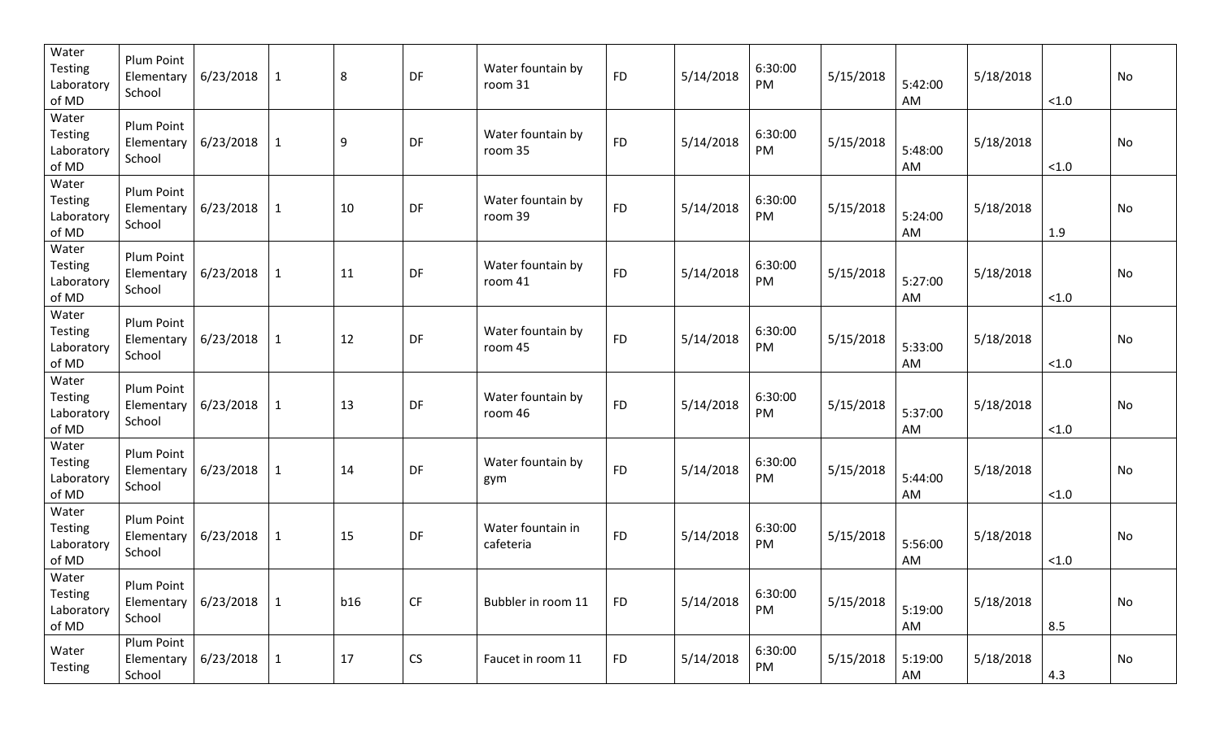| Water Testing Laboratory of MD | Plum Point Elementary School | 6/23/2018 | 1 | 8 | DF | Water fountain by room 31 | FD | 5/14/2018 | 6:30:00 PM | 5/15/2018 | 5:42:00 AM | 5/18/2018 | <1.0 | No |
|---|---|---|---|---|---|---|---|---|---|---|---|---|---|---|
| Water Testing Laboratory of MD | Plum Point Elementary School | 6/23/2018 | 1 | 9 | DF | Water fountain by room 35 | FD | 5/14/2018 | 6:30:00 PM | 5/15/2018 | 5:48:00 AM | 5/18/2018 | <1.0 | No |
| Water Testing Laboratory of MD | Plum Point Elementary School | 6/23/2018 | 1 | 10 | DF | Water fountain by room 39 | FD | 5/14/2018 | 6:30:00 PM | 5/15/2018 | 5:24:00 AM | 5/18/2018 | 1.9 | No |
| Water Testing Laboratory of MD | Plum Point Elementary School | 6/23/2018 | 1 | 11 | DF | Water fountain by room 41 | FD | 5/14/2018 | 6:30:00 PM | 5/15/2018 | 5:27:00 AM | 5/18/2018 | <1.0 | No |
| Water Testing Laboratory of MD | Plum Point Elementary School | 6/23/2018 | 1 | 12 | DF | Water fountain by room 45 | FD | 5/14/2018 | 6:30:00 PM | 5/15/2018 | 5:33:00 AM | 5/18/2018 | <1.0 | No |
| Water Testing Laboratory of MD | Plum Point Elementary School | 6/23/2018 | 1 | 13 | DF | Water fountain by room 46 | FD | 5/14/2018 | 6:30:00 PM | 5/15/2018 | 5:37:00 AM | 5/18/2018 | <1.0 | No |
| Water Testing Laboratory of MD | Plum Point Elementary School | 6/23/2018 | 1 | 14 | DF | Water fountain by gym | FD | 5/14/2018 | 6:30:00 PM | 5/15/2018 | 5:44:00 AM | 5/18/2018 | <1.0 | No |
| Water Testing Laboratory of MD | Plum Point Elementary School | 6/23/2018 | 1 | 15 | DF | Water fountain in cafeteria | FD | 5/14/2018 | 6:30:00 PM | 5/15/2018 | 5:56:00 AM | 5/18/2018 | <1.0 | No |
| Water Testing Laboratory of MD | Plum Point Elementary School | 6/23/2018 | 1 | b16 | CF | Bubbler in room 11 | FD | 5/14/2018 | 6:30:00 PM | 5/15/2018 | 5:19:00 AM | 5/18/2018 | 8.5 | No |
| Water Testing | Plum Point Elementary School | 6/23/2018 | 1 | 17 | CS | Faucet in room 11 | FD | 5/14/2018 | 6:30:00 PM | 5/15/2018 | 5:19:00 AM | 5/18/2018 | 4.3 | No |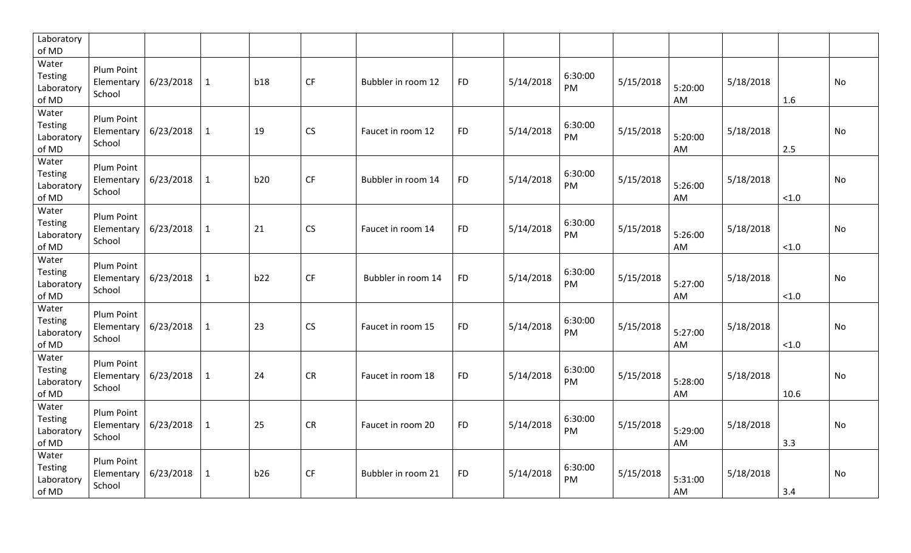| Laboratory of MD | | | | | | | | | | | | | | |
|---|---|---|---|---|---|---|---|---|---|---|---|---|---|---|
| Water Testing Laboratory of MD | Plum Point Elementary School | 6/23/2018 | 1 | b18 | CF | Bubbler in room 12 | FD | 5/14/2018 | 6:30:00 PM | 5/15/2018 | 5:20:00 AM | 5/18/2018 | 1.6 | No |
| Water Testing Laboratory of MD | Plum Point Elementary School | 6/23/2018 | 1 | 19 | CS | Faucet in room 12 | FD | 5/14/2018 | 6:30:00 PM | 5/15/2018 | 5:20:00 AM | 5/18/2018 | 2.5 | No |
| Water Testing Laboratory of MD | Plum Point Elementary School | 6/23/2018 | 1 | b20 | CF | Bubbler in room 14 | FD | 5/14/2018 | 6:30:00 PM | 5/15/2018 | 5:26:00 AM | 5/18/2018 | <1.0 | No |
| Water Testing Laboratory of MD | Plum Point Elementary School | 6/23/2018 | 1 | 21 | CS | Faucet in room 14 | FD | 5/14/2018 | 6:30:00 PM | 5/15/2018 | 5:26:00 AM | 5/18/2018 | <1.0 | No |
| Water Testing Laboratory of MD | Plum Point Elementary School | 6/23/2018 | 1 | b22 | CF | Bubbler in room 14 | FD | 5/14/2018 | 6:30:00 PM | 5/15/2018 | 5:27:00 AM | 5/18/2018 | <1.0 | No |
| Water Testing Laboratory of MD | Plum Point Elementary School | 6/23/2018 | 1 | 23 | CS | Faucet in room 15 | FD | 5/14/2018 | 6:30:00 PM | 5/15/2018 | 5:27:00 AM | 5/18/2018 | <1.0 | No |
| Water Testing Laboratory of MD | Plum Point Elementary School | 6/23/2018 | 1 | 24 | CR | Faucet in room 18 | FD | 5/14/2018 | 6:30:00 PM | 5/15/2018 | 5:28:00 AM | 5/18/2018 | 10.6 | No |
| Water Testing Laboratory of MD | Plum Point Elementary School | 6/23/2018 | 1 | 25 | CR | Faucet in room 20 | FD | 5/14/2018 | 6:30:00 PM | 5/15/2018 | 5:29:00 AM | 5/18/2018 | 3.3 | No |
| Water Testing Laboratory of MD | Plum Point Elementary School | 6/23/2018 | 1 | b26 | CF | Bubbler in room 21 | FD | 5/14/2018 | 6:30:00 PM | 5/15/2018 | 5:31:00 AM | 5/18/2018 | 3.4 | No |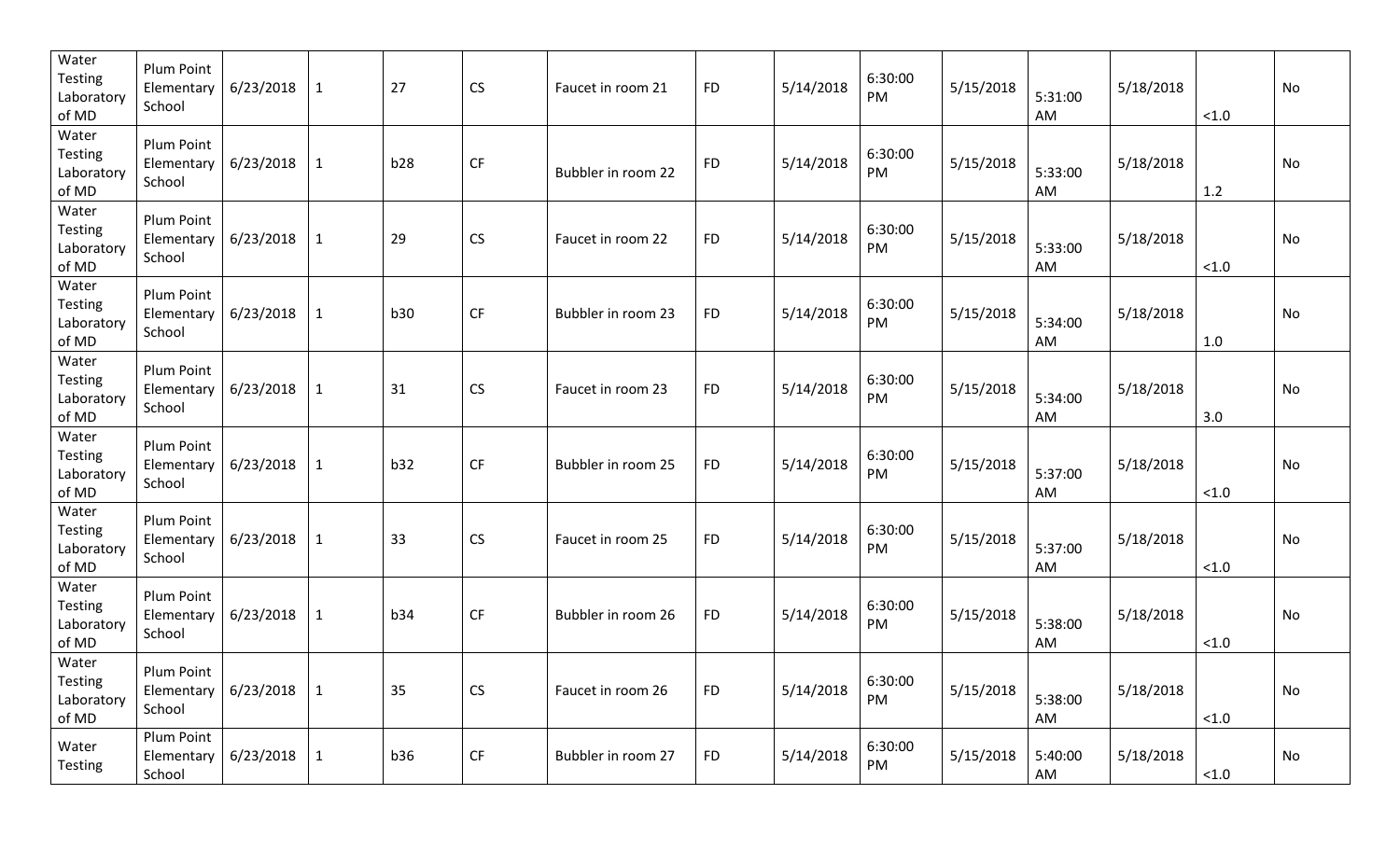| | | | | | | | | | | | | | | |
|---|---|---|---|---|---|---|---|---|---|---|---|---|---|---|
| Water Testing Laboratory of MD | Plum Point Elementary School | 6/23/2018 | 1 | 27 | CS | Faucet in room 21 | FD | 5/14/2018 | 6:30:00 PM | 5/15/2018 | 5:31:00 AM | 5/18/2018 | <1.0 | No |
| Water Testing Laboratory of MD | Plum Point Elementary School | 6/23/2018 | 1 | b28 | CF | Bubbler in room 22 | FD | 5/14/2018 | 6:30:00 PM | 5/15/2018 | 5:33:00 AM | 5/18/2018 | 1.2 | No |
| Water Testing Laboratory of MD | Plum Point Elementary School | 6/23/2018 | 1 | 29 | CS | Faucet in room 22 | FD | 5/14/2018 | 6:30:00 PM | 5/15/2018 | 5:33:00 AM | 5/18/2018 | <1.0 | No |
| Water Testing Laboratory of MD | Plum Point Elementary School | 6/23/2018 | 1 | b30 | CF | Bubbler in room 23 | FD | 5/14/2018 | 6:30:00 PM | 5/15/2018 | 5:34:00 AM | 5/18/2018 | 1.0 | No |
| Water Testing Laboratory of MD | Plum Point Elementary School | 6/23/2018 | 1 | 31 | CS | Faucet in room 23 | FD | 5/14/2018 | 6:30:00 PM | 5/15/2018 | 5:34:00 AM | 5/18/2018 | 3.0 | No |
| Water Testing Laboratory of MD | Plum Point Elementary School | 6/23/2018 | 1 | b32 | CF | Bubbler in room 25 | FD | 5/14/2018 | 6:30:00 PM | 5/15/2018 | 5:37:00 AM | 5/18/2018 | <1.0 | No |
| Water Testing Laboratory of MD | Plum Point Elementary School | 6/23/2018 | 1 | 33 | CS | Faucet in room 25 | FD | 5/14/2018 | 6:30:00 PM | 5/15/2018 | 5:37:00 AM | 5/18/2018 | <1.0 | No |
| Water Testing Laboratory of MD | Plum Point Elementary School | 6/23/2018 | 1 | b34 | CF | Bubbler in room 26 | FD | 5/14/2018 | 6:30:00 PM | 5/15/2018 | 5:38:00 AM | 5/18/2018 | <1.0 | No |
| Water Testing Laboratory of MD | Plum Point Elementary School | 6/23/2018 | 1 | 35 | CS | Faucet in room 26 | FD | 5/14/2018 | 6:30:00 PM | 5/15/2018 | 5:38:00 AM | 5/18/2018 | <1.0 | No |
| Water Testing | Plum Point Elementary School | 6/23/2018 | 1 | b36 | CF | Bubbler in room 27 | FD | 5/14/2018 | 6:30:00 PM | 5/15/2018 | 5:40:00 AM | 5/18/2018 | <1.0 | No |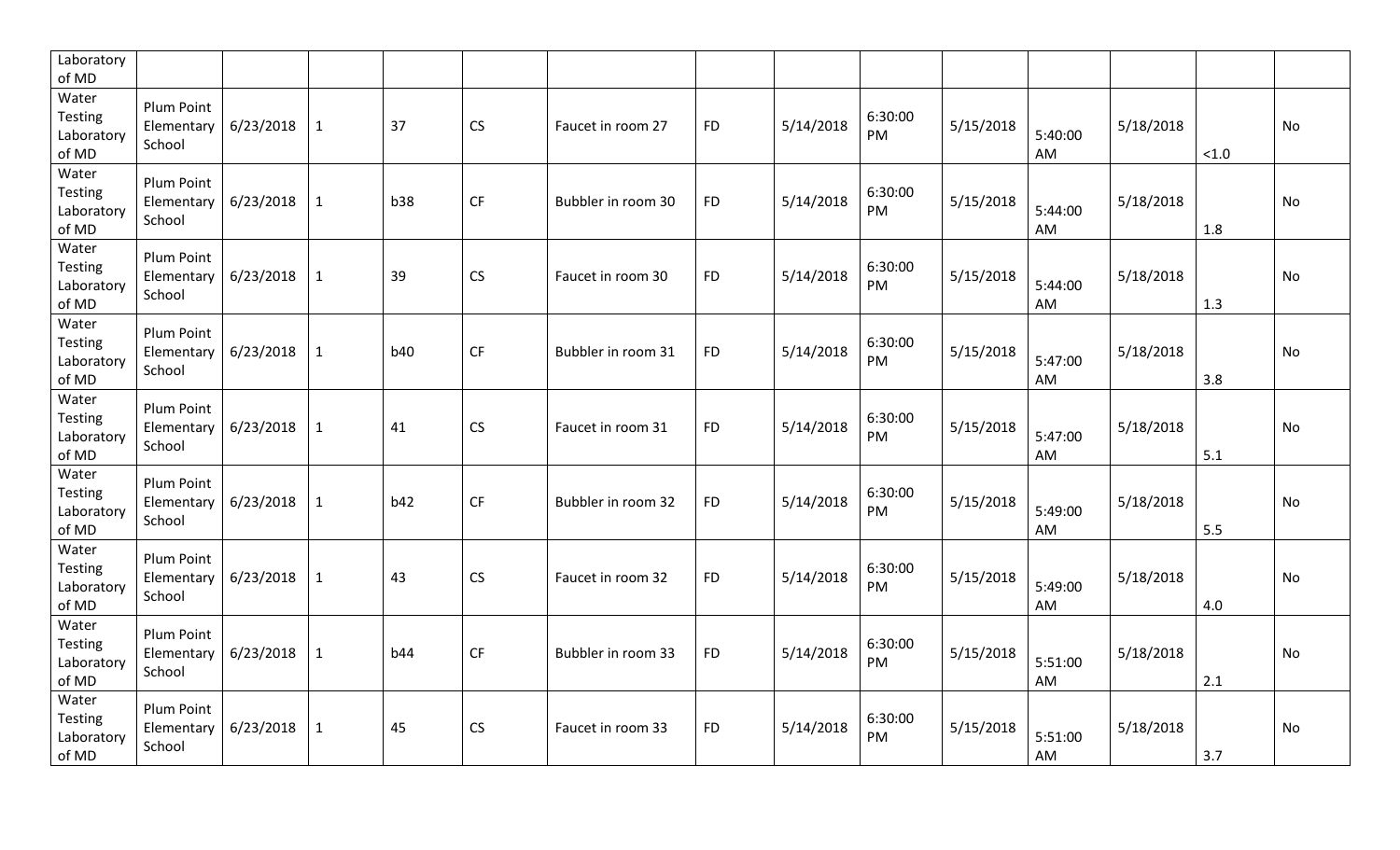| | | | | | | | | | | | | | | |
|---|---|---|---|---|---|---|---|---|---|---|---|---|---|---|
| Laboratory of MD | | | | | | | | | | | | | | |
| Water Testing Laboratory of MD | Plum Point Elementary School | 6/23/2018 | 1 | 37 | CS | Faucet in room 27 | FD | 5/14/2018 | 6:30:00 PM | 5/15/2018 | 5:40:00 AM | 5/18/2018 | <1.0 | No |
| Water Testing Laboratory of MD | Plum Point Elementary School | 6/23/2018 | 1 | b38 | CF | Bubbler in room 30 | FD | 5/14/2018 | 6:30:00 PM | 5/15/2018 | 5:44:00 AM | 5/18/2018 | 1.8 | No |
| Water Testing Laboratory of MD | Plum Point Elementary School | 6/23/2018 | 1 | 39 | CS | Faucet in room 30 | FD | 5/14/2018 | 6:30:00 PM | 5/15/2018 | 5:44:00 AM | 5/18/2018 | 1.3 | No |
| Water Testing Laboratory of MD | Plum Point Elementary School | 6/23/2018 | 1 | b40 | CF | Bubbler in room 31 | FD | 5/14/2018 | 6:30:00 PM | 5/15/2018 | 5:47:00 AM | 5/18/2018 | 3.8 | No |
| Water Testing Laboratory of MD | Plum Point Elementary School | 6/23/2018 | 1 | 41 | CS | Faucet in room 31 | FD | 5/14/2018 | 6:30:00 PM | 5/15/2018 | 5:47:00 AM | 5/18/2018 | 5.1 | No |
| Water Testing Laboratory of MD | Plum Point Elementary School | 6/23/2018 | 1 | b42 | CF | Bubbler in room 32 | FD | 5/14/2018 | 6:30:00 PM | 5/15/2018 | 5:49:00 AM | 5/18/2018 | 5.5 | No |
| Water Testing Laboratory of MD | Plum Point Elementary School | 6/23/2018 | 1 | 43 | CS | Faucet in room 32 | FD | 5/14/2018 | 6:30:00 PM | 5/15/2018 | 5:49:00 AM | 5/18/2018 | 4.0 | No |
| Water Testing Laboratory of MD | Plum Point Elementary School | 6/23/2018 | 1 | b44 | CF | Bubbler in room 33 | FD | 5/14/2018 | 6:30:00 PM | 5/15/2018 | 5:51:00 AM | 5/18/2018 | 2.1 | No |
| Water Testing Laboratory of MD | Plum Point Elementary School | 6/23/2018 | 1 | 45 | CS | Faucet in room 33 | FD | 5/14/2018 | 6:30:00 PM | 5/15/2018 | 5:51:00 AM | 5/18/2018 | 3.7 | No |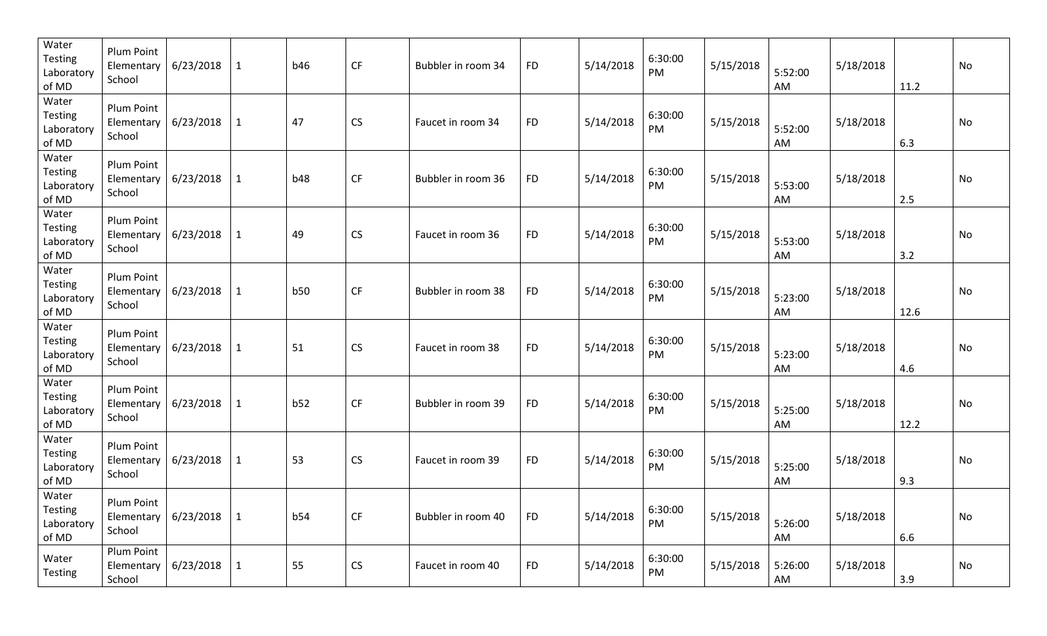| | | | | | | | | | | | | | | |
|---|---|---|---|---|---|---|---|---|---|---|---|---|---|---|
| Water Testing Laboratory of MD | Plum Point Elementary School | 6/23/2018 | 1 | b46 | CF | Bubbler in room 34 | FD | 5/14/2018 | 6:30:00 PM | 5/15/2018 | 5:52:00 AM | 5/18/2018 | 11.2 | No |
| Water Testing Laboratory of MD | Plum Point Elementary School | 6/23/2018 | 1 | 47 | CS | Faucet in room 34 | FD | 5/14/2018 | 6:30:00 PM | 5/15/2018 | 5:52:00 AM | 5/18/2018 | 6.3 | No |
| Water Testing Laboratory of MD | Plum Point Elementary School | 6/23/2018 | 1 | b48 | CF | Bubbler in room 36 | FD | 5/14/2018 | 6:30:00 PM | 5/15/2018 | 5:53:00 AM | 5/18/2018 | 2.5 | No |
| Water Testing Laboratory of MD | Plum Point Elementary School | 6/23/2018 | 1 | 49 | CS | Faucet in room 36 | FD | 5/14/2018 | 6:30:00 PM | 5/15/2018 | 5:53:00 AM | 5/18/2018 | 3.2 | No |
| Water Testing Laboratory of MD | Plum Point Elementary School | 6/23/2018 | 1 | b50 | CF | Bubbler in room 38 | FD | 5/14/2018 | 6:30:00 PM | 5/15/2018 | 5:23:00 AM | 5/18/2018 | 12.6 | No |
| Water Testing Laboratory of MD | Plum Point Elementary School | 6/23/2018 | 1 | 51 | CS | Faucet in room 38 | FD | 5/14/2018 | 6:30:00 PM | 5/15/2018 | 5:23:00 AM | 5/18/2018 | 4.6 | No |
| Water Testing Laboratory of MD | Plum Point Elementary School | 6/23/2018 | 1 | b52 | CF | Bubbler in room 39 | FD | 5/14/2018 | 6:30:00 PM | 5/15/2018 | 5:25:00 AM | 5/18/2018 | 12.2 | No |
| Water Testing Laboratory of MD | Plum Point Elementary School | 6/23/2018 | 1 | 53 | CS | Faucet in room 39 | FD | 5/14/2018 | 6:30:00 PM | 5/15/2018 | 5:25:00 AM | 5/18/2018 | 9.3 | No |
| Water Testing Laboratory of MD | Plum Point Elementary School | 6/23/2018 | 1 | b54 | CF | Bubbler in room 40 | FD | 5/14/2018 | 6:30:00 PM | 5/15/2018 | 5:26:00 AM | 5/18/2018 | 6.6 | No |
| Water Testing | Plum Point Elementary School | 6/23/2018 | 1 | 55 | CS | Faucet in room 40 | FD | 5/14/2018 | 6:30:00 PM | 5/15/2018 | 5:26:00 AM | 5/18/2018 | 3.9 | No |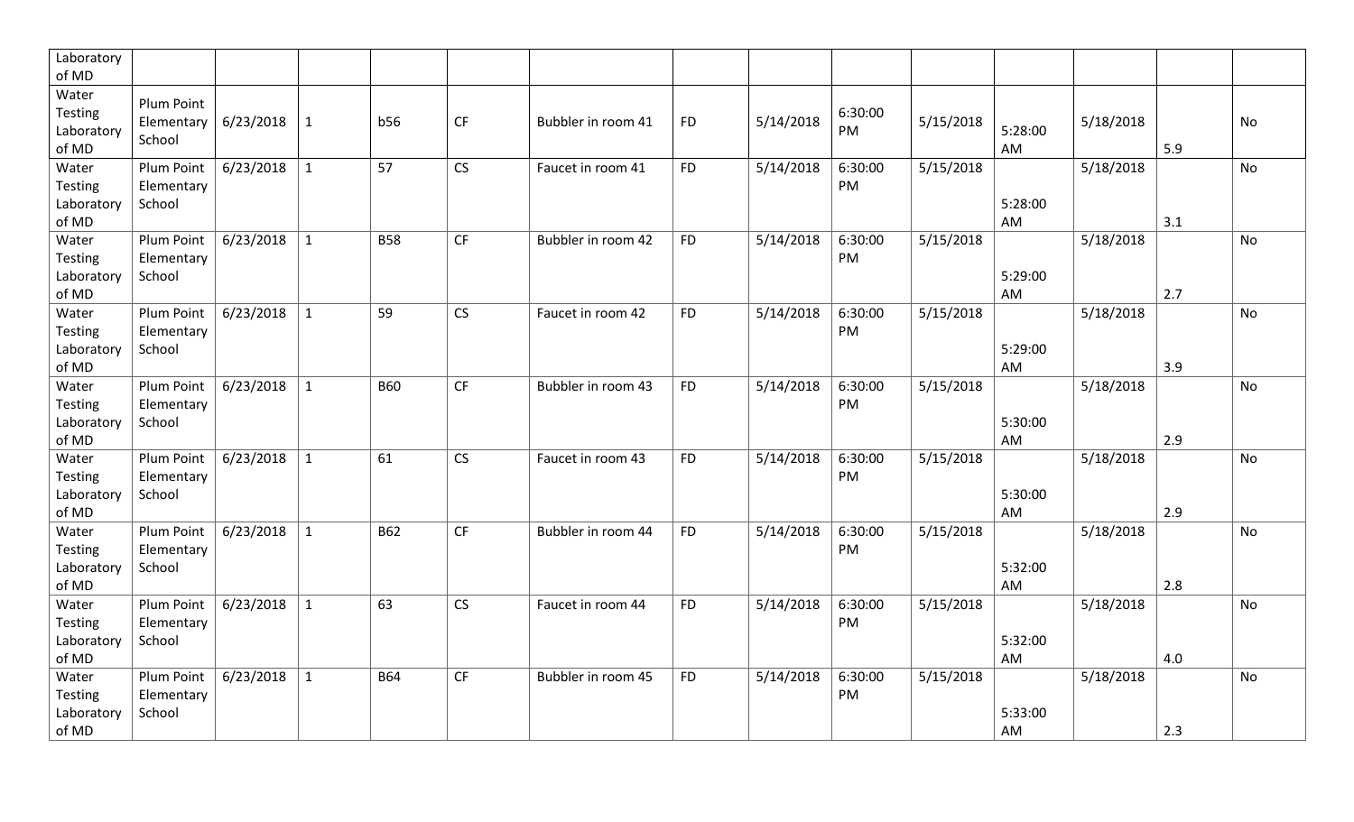| Laboratory of MD | | | | | | | | | | | | | | |
|---|---|---|---|---|---|---|---|---|---|---|---|---|---|---|
| Water Testing Laboratory of MD | Plum Point Elementary School | 6/23/2018 | 1 | b56 | CF | Bubbler in room 41 | FD | 5/14/2018 | 6:30:00 PM | 5/15/2018 | 5:28:00 AM | 5/18/2018 | 5.9 | No |
| Water Testing Laboratory of MD | Plum Point Elementary School | 6/23/2018 | 1 | 57 | CS | Faucet in room 41 | FD | 5/14/2018 | 6:30:00 PM | 5/15/2018 | 5:28:00 AM | 5/18/2018 | 3.1 | No |
| Water Testing Laboratory of MD | Plum Point Elementary School | 6/23/2018 | 1 | B58 | CF | Bubbler in room 42 | FD | 5/14/2018 | 6:30:00 PM | 5/15/2018 | 5:29:00 AM | 5/18/2018 | 2.7 | No |
| Water Testing Laboratory of MD | Plum Point Elementary School | 6/23/2018 | 1 | 59 | CS | Faucet in room 42 | FD | 5/14/2018 | 6:30:00 PM | 5/15/2018 | 5:29:00 AM | 5/18/2018 | 3.9 | No |
| Water Testing Laboratory of MD | Plum Point Elementary School | 6/23/2018 | 1 | B60 | CF | Bubbler in room 43 | FD | 5/14/2018 | 6:30:00 PM | 5/15/2018 | 5:30:00 AM | 5/18/2018 | 2.9 | No |
| Water Testing Laboratory of MD | Plum Point Elementary School | 6/23/2018 | 1 | 61 | CS | Faucet in room 43 | FD | 5/14/2018 | 6:30:00 PM | 5/15/2018 | 5:30:00 AM | 5/18/2018 | 2.9 | No |
| Water Testing Laboratory of MD | Plum Point Elementary School | 6/23/2018 | 1 | B62 | CF | Bubbler in room 44 | FD | 5/14/2018 | 6:30:00 PM | 5/15/2018 | 5:32:00 AM | 5/18/2018 | 2.8 | No |
| Water Testing Laboratory of MD | Plum Point Elementary School | 6/23/2018 | 1 | 63 | CS | Faucet in room 44 | FD | 5/14/2018 | 6:30:00 PM | 5/15/2018 | 5:32:00 AM | 5/18/2018 | 4.0 | No |
| Water Testing Laboratory of MD | Plum Point Elementary School | 6/23/2018 | 1 | B64 | CF | Bubbler in room 45 | FD | 5/14/2018 | 6:30:00 PM | 5/15/2018 | 5:33:00 AM | 5/18/2018 | 2.3 | No |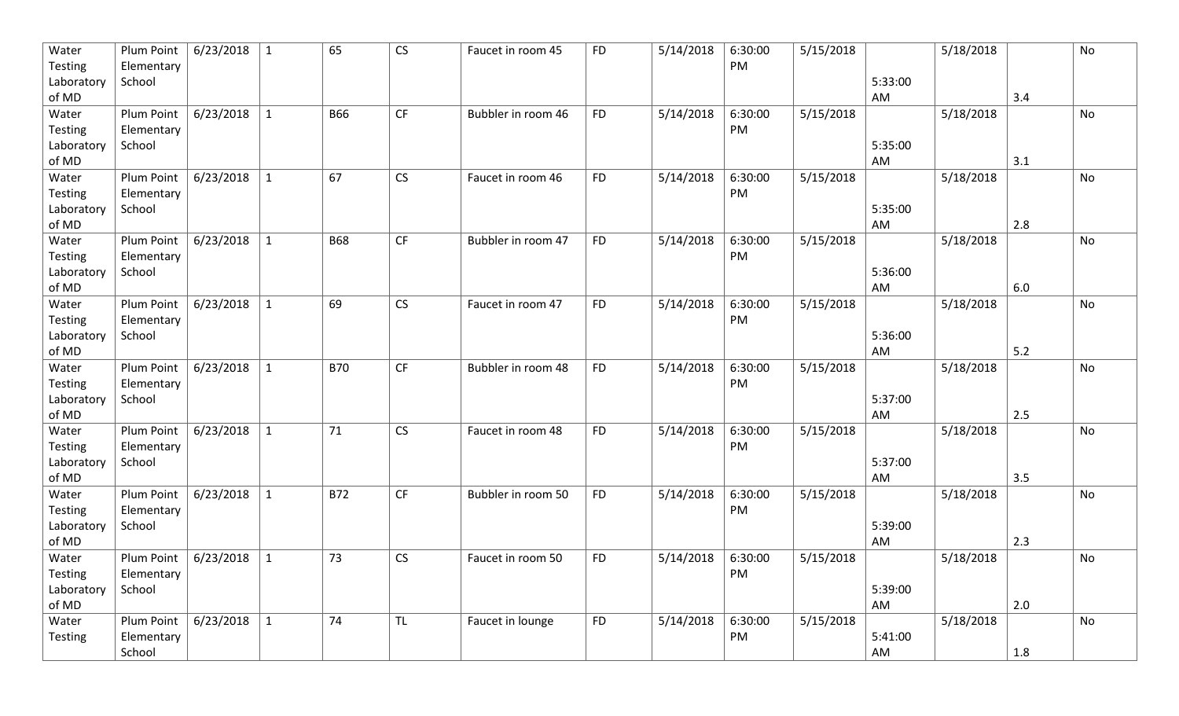| Water Testing Laboratory of MD | Plum Point Elementary School | 6/23/2018 | 1 | 65 | CS | Faucet in room 45 | FD | 5/14/2018 | 6:30:00 PM | 5/15/2018 | 5:33:00 AM | 5/18/2018 | 3.4 | No |
|---|---|---|---|---|---|---|---|---|---|---|---|---|---|---|
| Water Testing Laboratory of MD | Plum Point Elementary School | 6/23/2018 | 1 | B66 | CF | Bubbler in room 46 | FD | 5/14/2018 | 6:30:00 PM | 5/15/2018 | 5:35:00 AM | 5/18/2018 | 3.1 | No |
| Water Testing Laboratory of MD | Plum Point Elementary School | 6/23/2018 | 1 | 67 | CS | Faucet in room 46 | FD | 5/14/2018 | 6:30:00 PM | 5/15/2018 | 5:35:00 AM | 5/18/2018 | 2.8 | No |
| Water Testing Laboratory of MD | Plum Point Elementary School | 6/23/2018 | 1 | B68 | CF | Bubbler in room 47 | FD | 5/14/2018 | 6:30:00 PM | 5/15/2018 | 5:36:00 AM | 5/18/2018 | 6.0 | No |
| Water Testing Laboratory of MD | Plum Point Elementary School | 6/23/2018 | 1 | 69 | CS | Faucet in room 47 | FD | 5/14/2018 | 6:30:00 PM | 5/15/2018 | 5:36:00 AM | 5/18/2018 | 5.2 | No |
| Water Testing Laboratory of MD | Plum Point Elementary School | 6/23/2018 | 1 | B70 | CF | Bubbler in room 48 | FD | 5/14/2018 | 6:30:00 PM | 5/15/2018 | 5:37:00 AM | 5/18/2018 | 2.5 | No |
| Water Testing Laboratory of MD | Plum Point Elementary School | 6/23/2018 | 1 | 71 | CS | Faucet in room 48 | FD | 5/14/2018 | 6:30:00 PM | 5/15/2018 | 5:37:00 AM | 5/18/2018 | 3.5 | No |
| Water Testing Laboratory of MD | Plum Point Elementary School | 6/23/2018 | 1 | B72 | CF | Bubbler in room 50 | FD | 5/14/2018 | 6:30:00 PM | 5/15/2018 | 5:39:00 AM | 5/18/2018 | 2.3 | No |
| Water Testing Laboratory of MD | Plum Point Elementary School | 6/23/2018 | 1 | 73 | CS | Faucet in room 50 | FD | 5/14/2018 | 6:30:00 PM | 5/15/2018 | 5:39:00 AM | 5/18/2018 | 2.0 | No |
| Water Testing | Plum Point Elementary School | 6/23/2018 | 1 | 74 | TL | Faucet in lounge | FD | 5/14/2018 | 6:30:00 PM | 5/15/2018 | 5:41:00 AM | 5/18/2018 | 1.8 | No |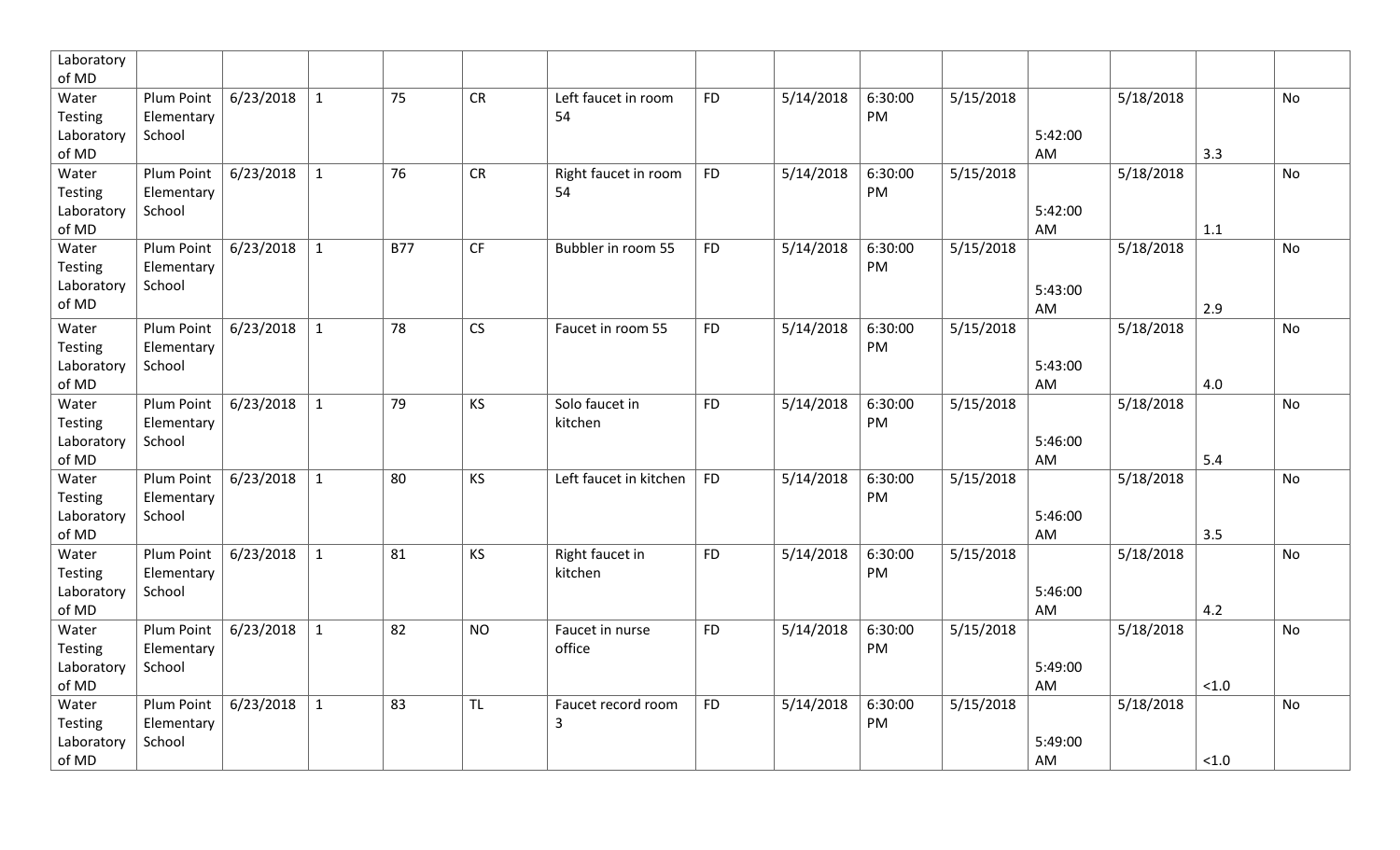| | | | | | | | | | | | | | | |
|---|---|---|---|---|---|---|---|---|---|---|---|---|---|---|
| Laboratory of MD | | | | | | | | | | | | | | |
| Water Testing Laboratory of MD | Plum Point Elementary School | 6/23/2018 | 1 | 75 | CR | Left faucet in room 54 | FD | 5/14/2018 | 6:30:00 PM | 5/15/2018 | 5:42:00 AM | 5/18/2018 | 3.3 | No |
| Water Testing Laboratory of MD | Plum Point Elementary School | 6/23/2018 | 1 | 76 | CR | Right faucet in room 54 | FD | 5/14/2018 | 6:30:00 PM | 5/15/2018 | 5:42:00 AM | 5/18/2018 | 1.1 | No |
| Water Testing Laboratory of MD | Plum Point Elementary School | 6/23/2018 | 1 | B77 | CF | Bubbler in room 55 | FD | 5/14/2018 | 6:30:00 PM | 5/15/2018 | 5:43:00 AM | 5/18/2018 | 2.9 | No |
| Water Testing Laboratory of MD | Plum Point Elementary School | 6/23/2018 | 1 | 78 | CS | Faucet in room 55 | FD | 5/14/2018 | 6:30:00 PM | 5/15/2018 | 5:43:00 AM | 5/18/2018 | 4.0 | No |
| Water Testing Laboratory of MD | Plum Point Elementary School | 6/23/2018 | 1 | 79 | KS | Solo faucet in kitchen | FD | 5/14/2018 | 6:30:00 PM | 5/15/2018 | 5:46:00 AM | 5/18/2018 | 5.4 | No |
| Water Testing Laboratory of MD | Plum Point Elementary School | 6/23/2018 | 1 | 80 | KS | Left faucet in kitchen | FD | 5/14/2018 | 6:30:00 PM | 5/15/2018 | 5:46:00 AM | 5/18/2018 | 3.5 | No |
| Water Testing Laboratory of MD | Plum Point Elementary School | 6/23/2018 | 1 | 81 | KS | Right faucet in kitchen | FD | 5/14/2018 | 6:30:00 PM | 5/15/2018 | 5:46:00 AM | 5/18/2018 | 4.2 | No |
| Water Testing Laboratory of MD | Plum Point Elementary School | 6/23/2018 | 1 | 82 | NO | Faucet in nurse office | FD | 5/14/2018 | 6:30:00 PM | 5/15/2018 | 5:49:00 AM | 5/18/2018 | <1.0 | No |
| Water Testing Laboratory of MD | Plum Point Elementary School | 6/23/2018 | 1 | 83 | TL | Faucet record room 3 | FD | 5/14/2018 | 6:30:00 PM | 5/15/2018 | 5:49:00 AM | 5/18/2018 | <1.0 | No |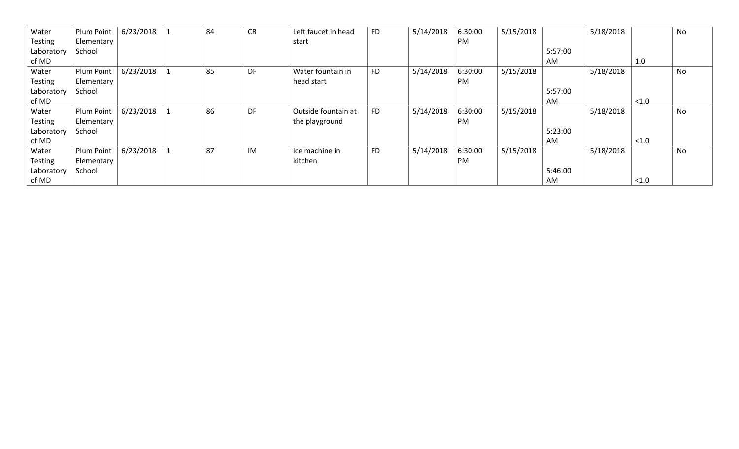| | | | | | | | | | | | | | | |
|---|---|---|---|---|---|---|---|---|---|---|---|---|---|---|
| Water Testing Laboratory of MD | Plum Point Elementary School | 6/23/2018 | 1 | 84 | CR | Left faucet in head start | FD | 5/14/2018 | 6:30:00 PM | 5/15/2018 | 5:57:00 AM | 5/18/2018 | 1.0 | No |
| Water Testing Laboratory of MD | Plum Point Elementary School | 6/23/2018 | 1 | 85 | DF | Water fountain in head start | FD | 5/14/2018 | 6:30:00 PM | 5/15/2018 | 5:57:00 AM | 5/18/2018 | <1.0 | No |
| Water Testing Laboratory of MD | Plum Point Elementary School | 6/23/2018 | 1 | 86 | DF | Outside fountain at the playground | FD | 5/14/2018 | 6:30:00 PM | 5/15/2018 | 5:23:00 AM | 5/18/2018 | <1.0 | No |
| Water Testing Laboratory of MD | Plum Point Elementary School | 6/23/2018 | 1 | 87 | IM | Ice machine in kitchen | FD | 5/14/2018 | 6:30:00 PM | 5/15/2018 | 5:46:00 AM | 5/18/2018 | <1.0 | No |